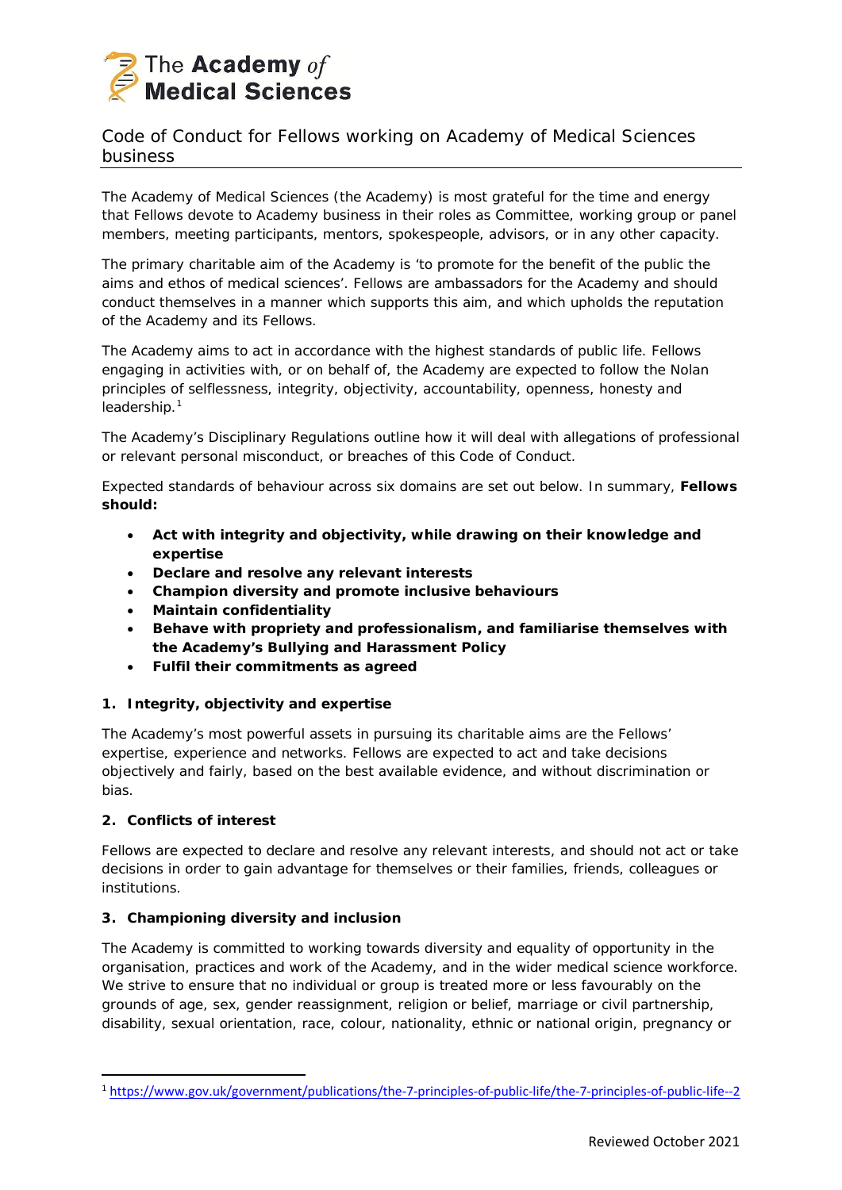The Academy *of* Medical Sciences

# Code of Conduct for Fellows working on Academy of Medical Sciences business

The Academy of Medical Sciences (the Academy) is most grateful for the time and energy that Fellows devote to Academy business in their roles as Committee, working group or panel members, meeting participants, mentors, spokespeople, advisors, or in any other capacity.

The primary charitable aim of the Academy is 'to promote for the benefit of the public the aims and ethos of medical sciences'. Fellows are ambassadors for the Academy and should conduct themselves in a manner which supports this aim, and which upholds the reputation of the Academy and its Fellows.

The Academy aims to act in accordance with the highest standards of public life. Fellows engaging in activities with, or on behalf of, the Academy are expected to follow the Nolan principles of selflessness, integrity, objectivity, accountability, openness, honesty and leadership.[1]

The Academy's Disciplinary Regulations outline how it will deal with allegations of professional or relevant personal misconduct, or breaches of this Code of Conduct.

Expected standards of behaviour across six domains are set out below. In summary, **Fellows should:**

- **Act with integrity and objectivity, while drawing on their knowledge and expertise**
- **Declare and resolve any relevant interests**
- **Champion diversity and promote inclusive behaviours**
- **Maintain confidentiality**
- **Behave with propriety and professionalism, and familiarise themselves with the Academy's Bullying and Harassment Policy**
- **Fulfil their commitments as agreed**

### 1. Integrity, objectivity and expertise

The Academy's most powerful assets in pursuing its charitable aims are the Fellows' expertise, experience and networks. Fellows are expected to act and take decisions objectively and fairly, based on the best available evidence, and without discrimination or bias.

### 2. Conflicts of interest

Fellows are expected to declare and resolve any relevant interests, and should not act or take decisions in order to gain advantage for themselves or their families, friends, colleagues or institutions.

### 3. Championing diversity and inclusion

The Academy is committed to working towards diversity and equality of opportunity in the organisation, practices and work of the Academy, and in the wider medical science workforce. We strive to ensure that no individual or group is treated more or less favourably on the grounds of age, sex, gender reassignment, religion or belief, marriage or civil partnership, disability, sexual orientation, race, colour, nationality, ethnic or national origin, pregnancy or

---

[1] https://www.gov.uk/government/publications/the-7-principles-of-public-life/the-7-principles-of-public-life--2

Reviewed October 2021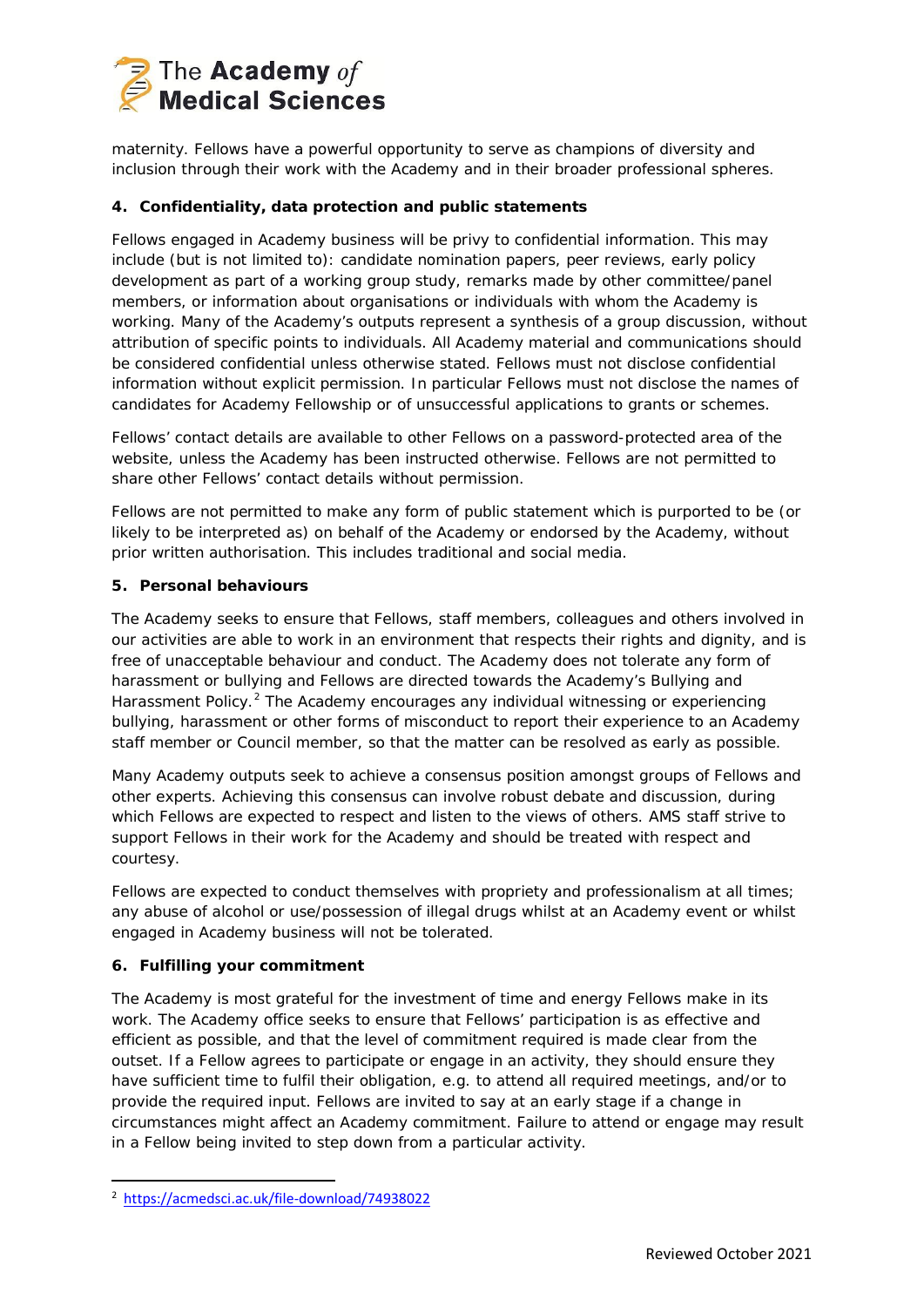maternity. Fellows have a powerful opportunity to serve as champions of diversity and inclusion through their work with the Academy and in their broader professional spheres.

## 4. Confidentiality, data protection and public statements

Fellows engaged in Academy business will be privy to confidential information. This may include (but is not limited to): candidate nomination papers, peer reviews, early policy development as part of a working group study, remarks made by other committee/panel members, or information about organisations or individuals with whom the Academy is working. Many of the Academy's outputs represent a synthesis of a group discussion, without attribution of specific points to individuals. All Academy material and communications should be considered confidential unless otherwise stated. Fellows must not disclose confidential information without explicit permission. In particular Fellows must not disclose the names of candidates for Academy Fellowship or of unsuccessful applications to grants or schemes.

Fellows' contact details are available to other Fellows on a password-protected area of the website, unless the Academy has been instructed otherwise. Fellows are not permitted to share other Fellows' contact details without permission.

Fellows are not permitted to make any form of public statement which is purported to be (or likely to be interpreted as) on behalf of the Academy or endorsed by the Academy, without prior written authorisation. This includes traditional and social media.

## 5. Personal behaviours

The Academy seeks to ensure that Fellows, staff members, colleagues and others involved in our activities are able to work in an environment that respects their rights and dignity, and is free of unacceptable behaviour and conduct. The Academy does not tolerate any form of harassment or bullying and Fellows are directed towards the Academy's Bullying and Harassment Policy.[2] The Academy encourages any individual witnessing or experiencing bullying, harassment or other forms of misconduct to report their experience to an Academy staff member or Council member, so that the matter can be resolved as early as possible.

Many Academy outputs seek to achieve a consensus position amongst groups of Fellows and other experts. Achieving this consensus can involve robust debate and discussion, during which Fellows are expected to respect and listen to the views of others. AMS staff strive to support Fellows in their work for the Academy and should be treated with respect and courtesy.

Fellows are expected to conduct themselves with propriety and professionalism at all times; any abuse of alcohol or use/possession of illegal drugs whilst at an Academy event or whilst engaged in Academy business will not be tolerated.

## 6. Fulfilling your commitment

The Academy is most grateful for the investment of time and energy Fellows make in its work. The Academy office seeks to ensure that Fellows' participation is as effective and efficient as possible, and that the level of commitment required is made clear from the outset. If a Fellow agrees to participate or engage in an activity, they should ensure they have sufficient time to fulfil their obligation, e.g. to attend all required meetings, and/or to provide the required input. Fellows are invited to say at an early stage if a change in circumstances might affect an Academy commitment. Failure to attend or engage may result in a Fellow being invited to step down from a particular activity.

[2] https://acmedsci.ac.uk/file-download/74938022

Reviewed October 2021